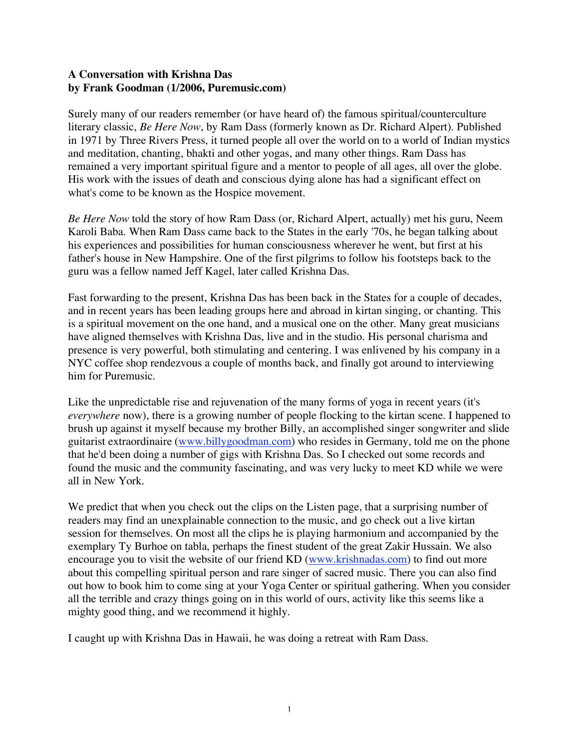**A Conversation with Krishna Das**
**by Frank Goodman (1/2006, Puremusic.com)**

Surely many of our readers remember (or have heard of) the famous spiritual/counterculture literary classic, *Be Here Now*, by Ram Dass (formerly known as Dr. Richard Alpert). Published in 1971 by Three Rivers Press, it turned people all over the world on to a world of Indian mystics and meditation, chanting, bhakti and other yogas, and many other things. Ram Dass has remained a very important spiritual figure and a mentor to people of all ages, all over the globe. His work with the issues of death and conscious dying alone has had a significant effect on what's come to be known as the Hospice movement.

*Be Here Now* told the story of how Ram Dass (or, Richard Alpert, actually) met his guru, Neem Karoli Baba. When Ram Dass came back to the States in the early '70s, he began talking about his experiences and possibilities for human consciousness wherever he went, but first at his father's house in New Hampshire. One of the first pilgrims to follow his footsteps back to the guru was a fellow named Jeff Kagel, later called Krishna Das.

Fast forwarding to the present, Krishna Das has been back in the States for a couple of decades, and in recent years has been leading groups here and abroad in kirtan singing, or chanting. This is a spiritual movement on the one hand, and a musical one on the other. Many great musicians have aligned themselves with Krishna Das, live and in the studio. His personal charisma and presence is very powerful, both stimulating and centering. I was enlivened by his company in a NYC coffee shop rendezvous a couple of months back, and finally got around to interviewing him for Puremusic.

Like the unpredictable rise and rejuvenation of the many forms of yoga in recent years (it's *everywhere* now), there is a growing number of people flocking to the kirtan scene. I happened to brush up against it myself because my brother Billy, an accomplished singer songwriter and slide guitarist extraordinaire (www.billygoodman.com) who resides in Germany, told me on the phone that he'd been doing a number of gigs with Krishna Das. So I checked out some records and found the music and the community fascinating, and was very lucky to meet KD while we were all in New York.

We predict that when you check out the clips on the Listen page, that a surprising number of readers may find an unexplainable connection to the music, and go check out a live kirtan session for themselves. On most all the clips he is playing harmonium and accompanied by the exemplary Ty Burhoe on tabla, perhaps the finest student of the great Zakir Hussain. We also encourage you to visit the website of our friend KD (www.krishnadas.com) to find out more about this compelling spiritual person and rare singer of sacred music. There you can also find out how to book him to come sing at your Yoga Center or spiritual gathering. When you consider all the terrible and crazy things going on in this world of ours, activity like this seems like a mighty good thing, and we recommend it highly.

I caught up with Krishna Das in Hawaii, he was doing a retreat with Ram Dass.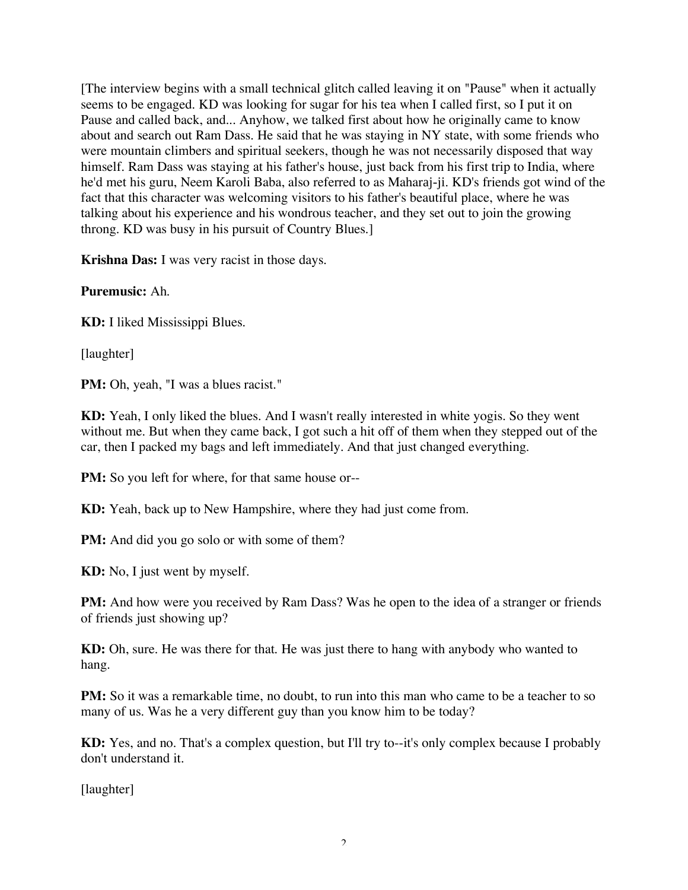[The interview begins with a small technical glitch called leaving it on "Pause" when it actually seems to be engaged. KD was looking for sugar for his tea when I called first, so I put it on Pause and called back, and... Anyhow, we talked first about how he originally came to know about and search out Ram Dass. He said that he was staying in NY state, with some friends who were mountain climbers and spiritual seekers, though he was not necessarily disposed that way himself. Ram Dass was staying at his father's house, just back from his first trip to India, where he'd met his guru, Neem Karoli Baba, also referred to as Maharaj-ji. KD's friends got wind of the fact that this character was welcoming visitors to his father's beautiful place, where he was talking about his experience and his wondrous teacher, and they set out to join the growing throng. KD was busy in his pursuit of Country Blues.]

**Krishna Das:** I was very racist in those days.

**Puremusic:** Ah.

**KD:** I liked Mississippi Blues.

[laughter]

**PM:** Oh, yeah, "I was a blues racist."

**KD:** Yeah, I only liked the blues. And I wasn't really interested in white yogis. So they went without me. But when they came back, I got such a hit off of them when they stepped out of the car, then I packed my bags and left immediately. And that just changed everything.

**PM:** So you left for where, for that same house or--

**KD:** Yeah, back up to New Hampshire, where they had just come from.

**PM:** And did you go solo or with some of them?

**KD:** No, I just went by myself.

**PM:** And how were you received by Ram Dass? Was he open to the idea of a stranger or friends of friends just showing up?

**KD:** Oh, sure. He was there for that. He was just there to hang with anybody who wanted to hang.

**PM:** So it was a remarkable time, no doubt, to run into this man who came to be a teacher to so many of us. Was he a very different guy than you know him to be today?

**KD:** Yes, and no. That's a complex question, but I'll try to--it's only complex because I probably don't understand it.

[laughter]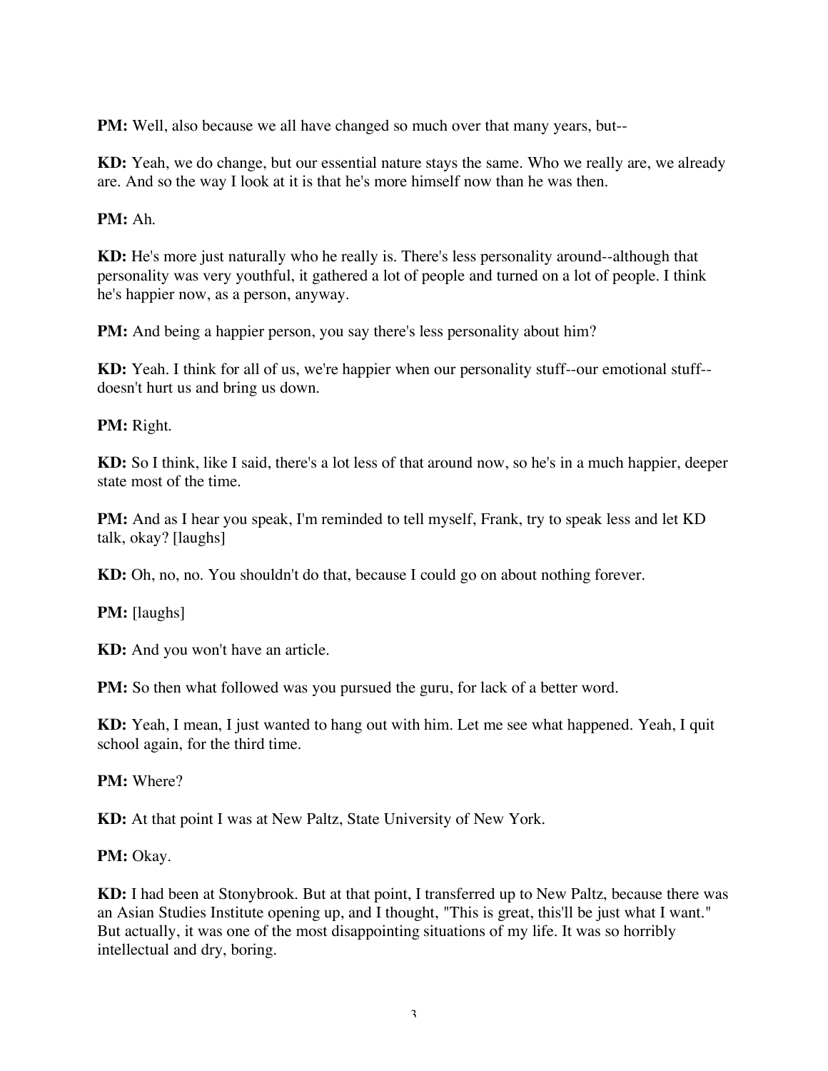**PM:** Well, also because we all have changed so much over that many years, but--

**KD:** Yeah, we do change, but our essential nature stays the same. Who we really are, we already are. And so the way I look at it is that he's more himself now than he was then.

**PM:** Ah.

**KD:** He's more just naturally who he really is. There's less personality around--although that personality was very youthful, it gathered a lot of people and turned on a lot of people. I think he's happier now, as a person, anyway.

**PM:** And being a happier person, you say there's less personality about him?

**KD:** Yeah. I think for all of us, we're happier when our personality stuff--our emotional stuff--doesn't hurt us and bring us down.

**PM:** Right.

**KD:** So I think, like I said, there's a lot less of that around now, so he's in a much happier, deeper state most of the time.

**PM:** And as I hear you speak, I'm reminded to tell myself, Frank, try to speak less and let KD talk, okay? [laughs]

**KD:** Oh, no, no. You shouldn't do that, because I could go on about nothing forever.

**PM:** [laughs]

**KD:** And you won't have an article.

**PM:** So then what followed was you pursued the guru, for lack of a better word.

**KD:** Yeah, I mean, I just wanted to hang out with him. Let me see what happened. Yeah, I quit school again, for the third time.

**PM:** Where?

**KD:** At that point I was at New Paltz, State University of New York.

**PM:** Okay.

**KD:** I had been at Stonybrook. But at that point, I transferred up to New Paltz, because there was an Asian Studies Institute opening up, and I thought, "This is great, this'll be just what I want." But actually, it was one of the most disappointing situations of my life. It was so horribly intellectual and dry, boring.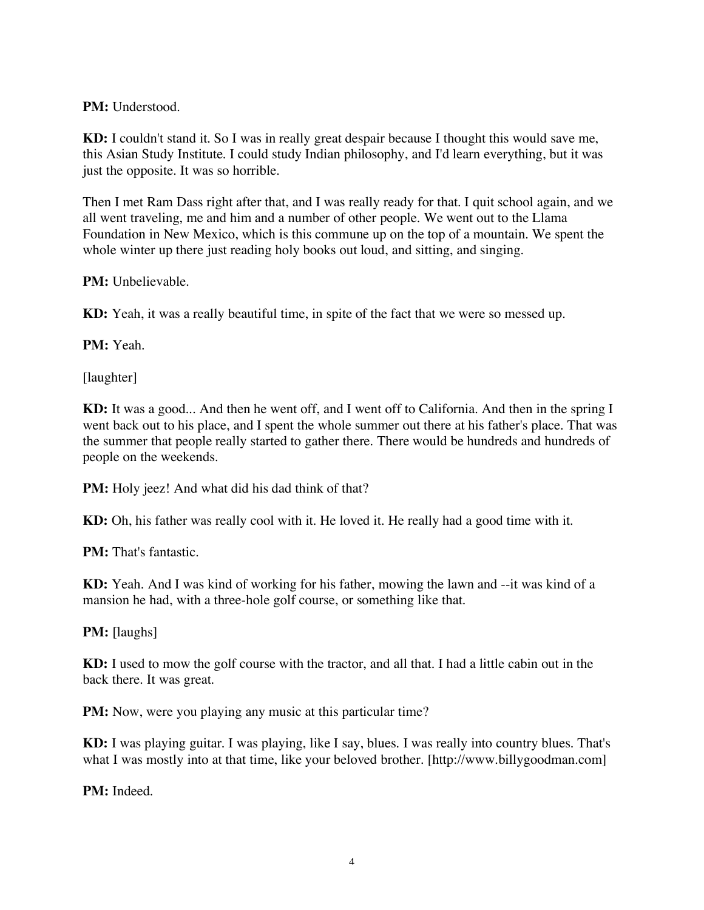**PM:** Understood.

**KD:** I couldn't stand it. So I was in really great despair because I thought this would save me, this Asian Study Institute. I could study Indian philosophy, and I'd learn everything, but it was just the opposite. It was so horrible.

Then I met Ram Dass right after that, and I was really ready for that. I quit school again, and we all went traveling, me and him and a number of other people. We went out to the Llama Foundation in New Mexico, which is this commune up on the top of a mountain. We spent the whole winter up there just reading holy books out loud, and sitting, and singing.

**PM:** Unbelievable.

**KD:** Yeah, it was a really beautiful time, in spite of the fact that we were so messed up.

**PM:** Yeah.

[laughter]

**KD:** It was a good... And then he went off, and I went off to California. And then in the spring I went back out to his place, and I spent the whole summer out there at his father's place. That was the summer that people really started to gather there. There would be hundreds and hundreds of people on the weekends.

**PM:** Holy jeez! And what did his dad think of that?

**KD:** Oh, his father was really cool with it. He loved it. He really had a good time with it.

**PM:** That's fantastic.

**KD:** Yeah. And I was kind of working for his father, mowing the lawn and --it was kind of a mansion he had, with a three-hole golf course, or something like that.

**PM:** [laughs]

**KD:** I used to mow the golf course with the tractor, and all that. I had a little cabin out in the back there. It was great.

**PM:** Now, were you playing any music at this particular time?

**KD:** I was playing guitar. I was playing, like I say, blues. I was really into country blues. That's what I was mostly into at that time, like your beloved brother. [http://www.billygoodman.com]

**PM:** Indeed.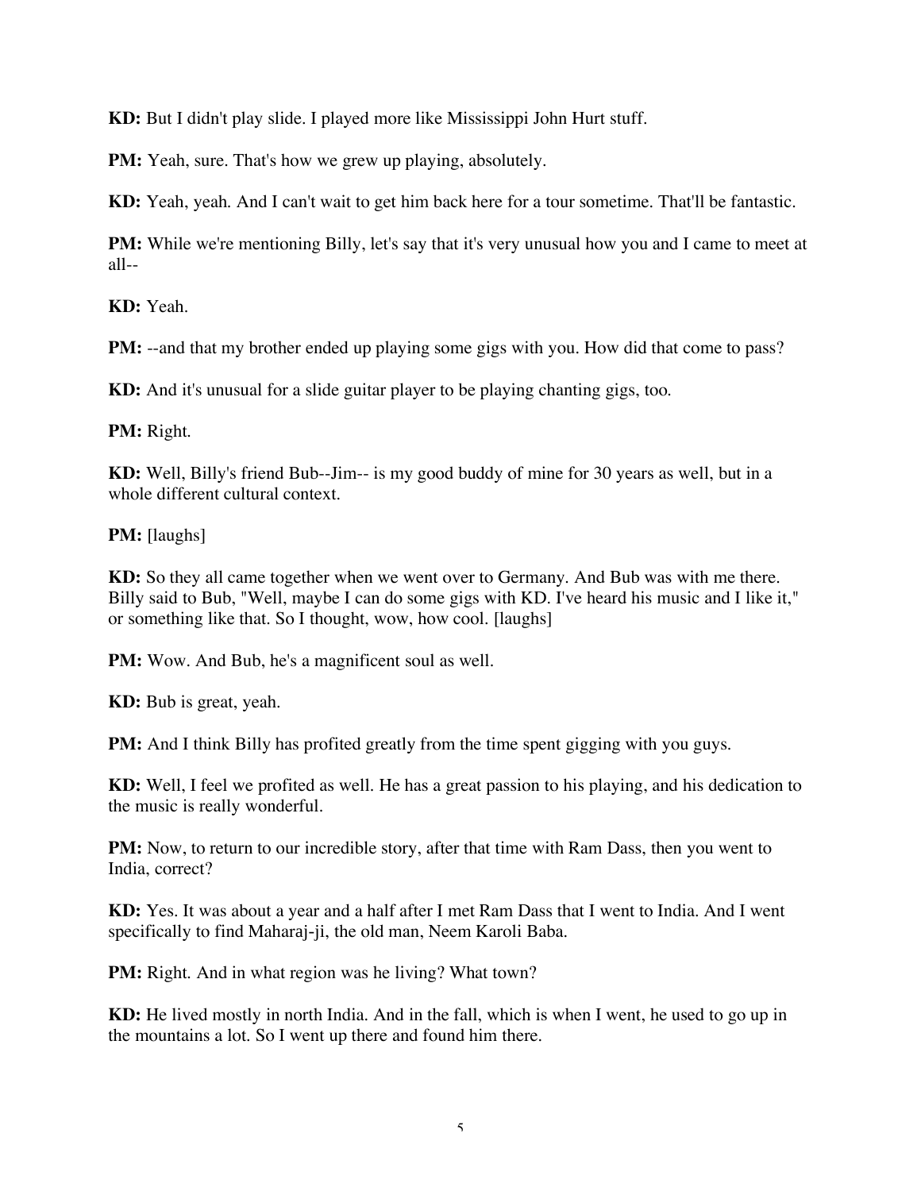**KD:** But I didn't play slide. I played more like Mississippi John Hurt stuff.

**PM:** Yeah, sure. That's how we grew up playing, absolutely.

**KD:** Yeah, yeah. And I can't wait to get him back here for a tour sometime. That'll be fantastic.

**PM:** While we're mentioning Billy, let's say that it's very unusual how you and I came to meet at all--

**KD:** Yeah.

**PM:** --and that my brother ended up playing some gigs with you. How did that come to pass?

**KD:** And it's unusual for a slide guitar player to be playing chanting gigs, too.

**PM:** Right.

**KD:** Well, Billy's friend Bub--Jim-- is my good buddy of mine for 30 years as well, but in a whole different cultural context.

**PM:** [laughs]

**KD:** So they all came together when we went over to Germany. And Bub was with me there. Billy said to Bub, "Well, maybe I can do some gigs with KD. I've heard his music and I like it," or something like that. So I thought, wow, how cool. [laughs]

**PM:** Wow. And Bub, he's a magnificent soul as well.

**KD:** Bub is great, yeah.

**PM:** And I think Billy has profited greatly from the time spent gigging with you guys.

**KD:** Well, I feel we profited as well. He has a great passion to his playing, and his dedication to the music is really wonderful.

**PM:** Now, to return to our incredible story, after that time with Ram Dass, then you went to India, correct?

**KD:** Yes. It was about a year and a half after I met Ram Dass that I went to India. And I went specifically to find Maharaj-ji, the old man, Neem Karoli Baba.

**PM:** Right. And in what region was he living? What town?

**KD:** He lived mostly in north India. And in the fall, which is when I went, he used to go up in the mountains a lot. So I went up there and found him there.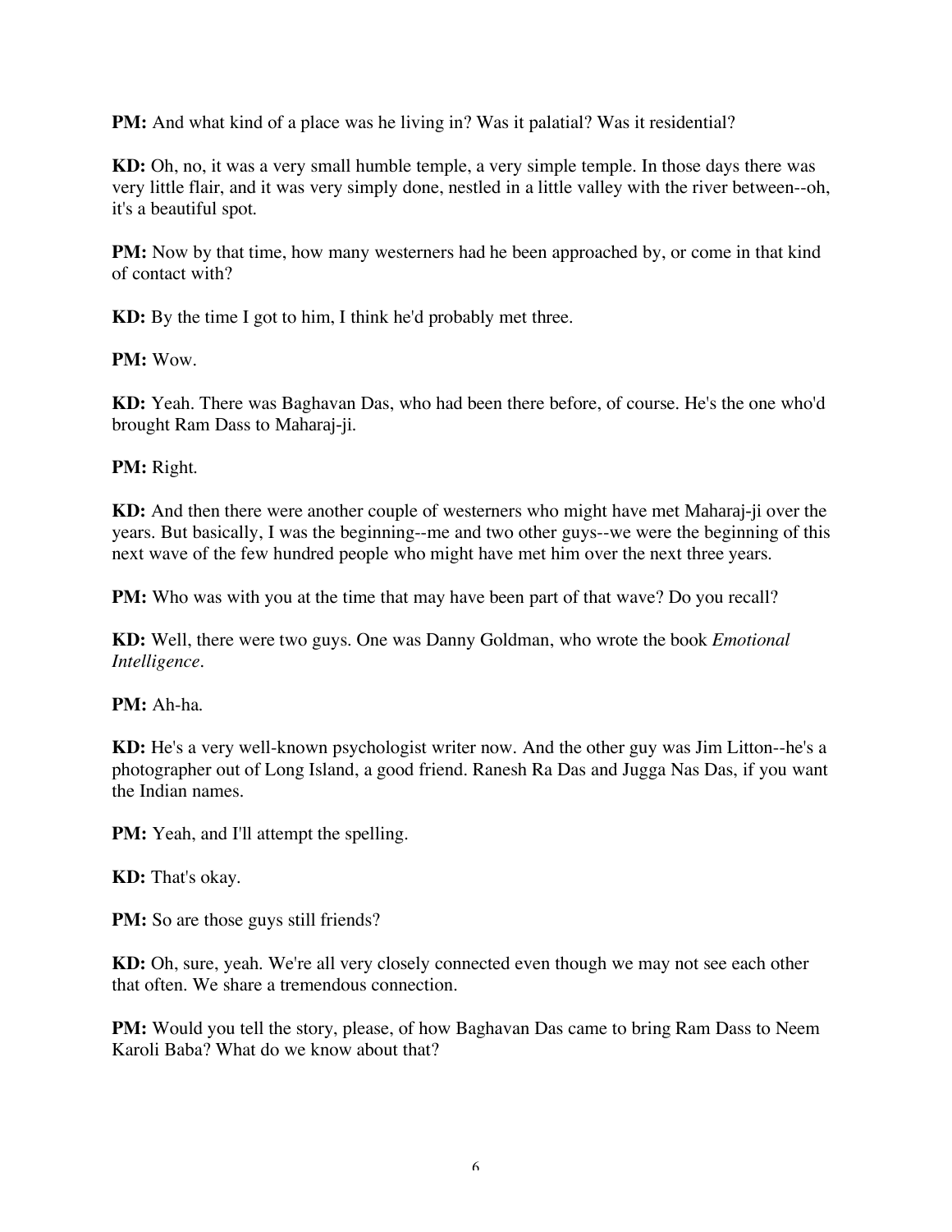**PM:** And what kind of a place was he living in? Was it palatial? Was it residential?

**KD:** Oh, no, it was a very small humble temple, a very simple temple. In those days there was very little flair, and it was very simply done, nestled in a little valley with the river between--oh, it's a beautiful spot.

**PM:** Now by that time, how many westerners had he been approached by, or come in that kind of contact with?

**KD:** By the time I got to him, I think he'd probably met three.

**PM:** Wow.

**KD:** Yeah. There was Baghavan Das, who had been there before, of course. He's the one who'd brought Ram Dass to Maharaj-ji.

**PM:** Right.

**KD:** And then there were another couple of westerners who might have met Maharaj-ji over the years. But basically, I was the beginning--me and two other guys--we were the beginning of this next wave of the few hundred people who might have met him over the next three years.

**PM:** Who was with you at the time that may have been part of that wave? Do you recall?

**KD:** Well, there were two guys. One was Danny Goldman, who wrote the book *Emotional Intelligence*.

**PM:** Ah-ha.

**KD:** He's a very well-known psychologist writer now. And the other guy was Jim Litton--he's a photographer out of Long Island, a good friend. Ranesh Ra Das and Jugga Nas Das, if you want the Indian names.

**PM:** Yeah, and I'll attempt the spelling.

**KD:** That's okay.

**PM:** So are those guys still friends?

**KD:** Oh, sure, yeah. We're all very closely connected even though we may not see each other that often. We share a tremendous connection.

**PM:** Would you tell the story, please, of how Baghavan Das came to bring Ram Dass to Neem Karoli Baba? What do we know about that?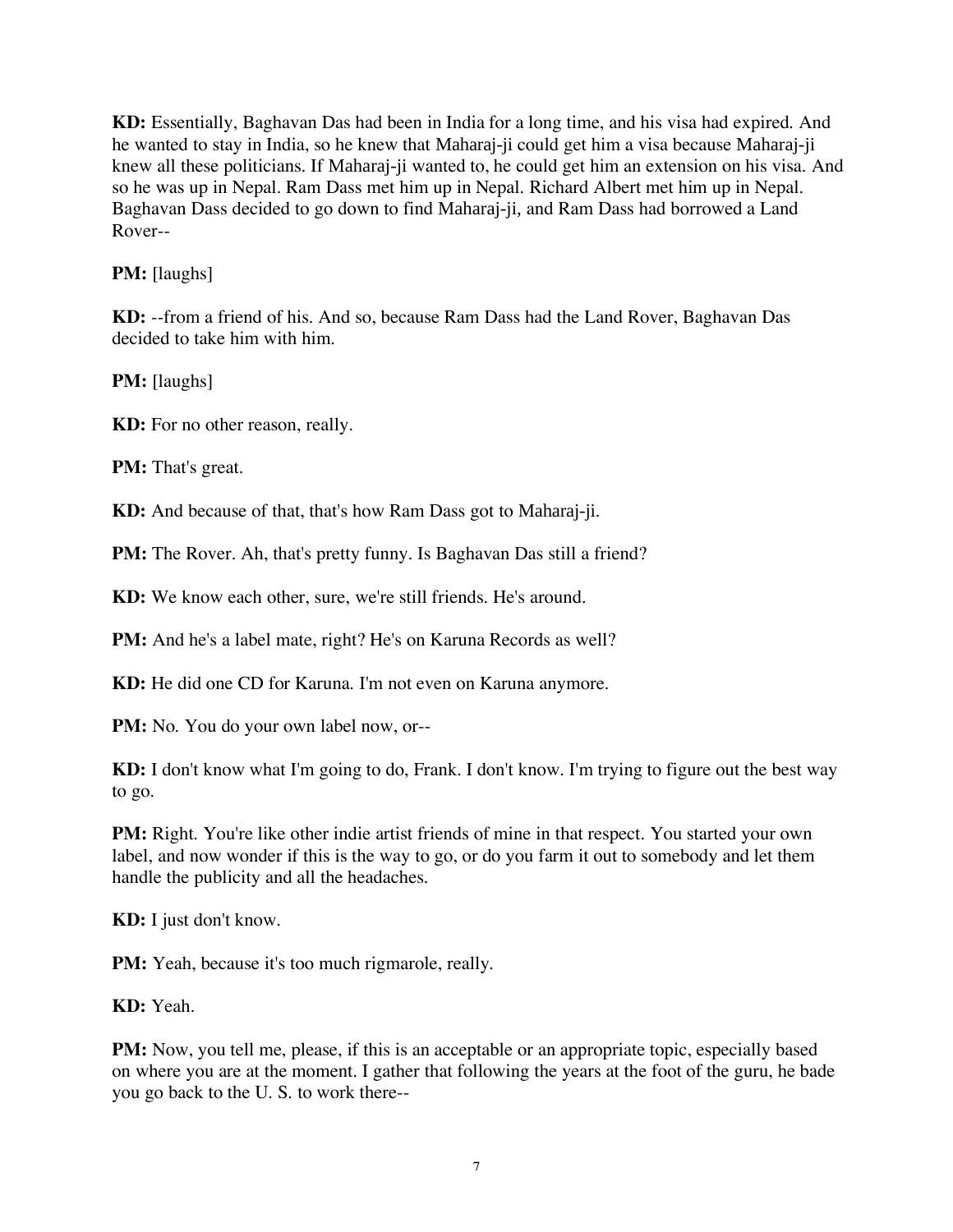**KD:** Essentially, Baghavan Das had been in India for a long time, and his visa had expired. And he wanted to stay in India, so he knew that Maharaj-ji could get him a visa because Maharaj-ji knew all these politicians. If Maharaj-ji wanted to, he could get him an extension on his visa. And so he was up in Nepal. Ram Dass met him up in Nepal. Richard Albert met him up in Nepal. Baghavan Dass decided to go down to find Maharaj-ji, and Ram Dass had borrowed a Land Rover--

**PM:** [laughs]

**KD:** --from a friend of his. And so, because Ram Dass had the Land Rover, Baghavan Das decided to take him with him.

**PM:** [laughs]

**KD:** For no other reason, really.

**PM:** That's great.

**KD:** And because of that, that's how Ram Dass got to Maharaj-ji.

**PM:** The Rover. Ah, that's pretty funny. Is Baghavan Das still a friend?

**KD:** We know each other, sure, we're still friends. He's around.

**PM:** And he's a label mate, right? He's on Karuna Records as well?

**KD:** He did one CD for Karuna. I'm not even on Karuna anymore.

**PM:** No. You do your own label now, or--

**KD:** I don't know what I'm going to do, Frank. I don't know. I'm trying to figure out the best way to go.

**PM:** Right. You're like other indie artist friends of mine in that respect. You started your own label, and now wonder if this is the way to go, or do you farm it out to somebody and let them handle the publicity and all the headaches.

**KD:** I just don't know.

**PM:** Yeah, because it's too much rigmarole, really.

**KD:** Yeah.

**PM:** Now, you tell me, please, if this is an acceptable or an appropriate topic, especially based on where you are at the moment. I gather that following the years at the foot of the guru, he bade you go back to the U. S. to work there--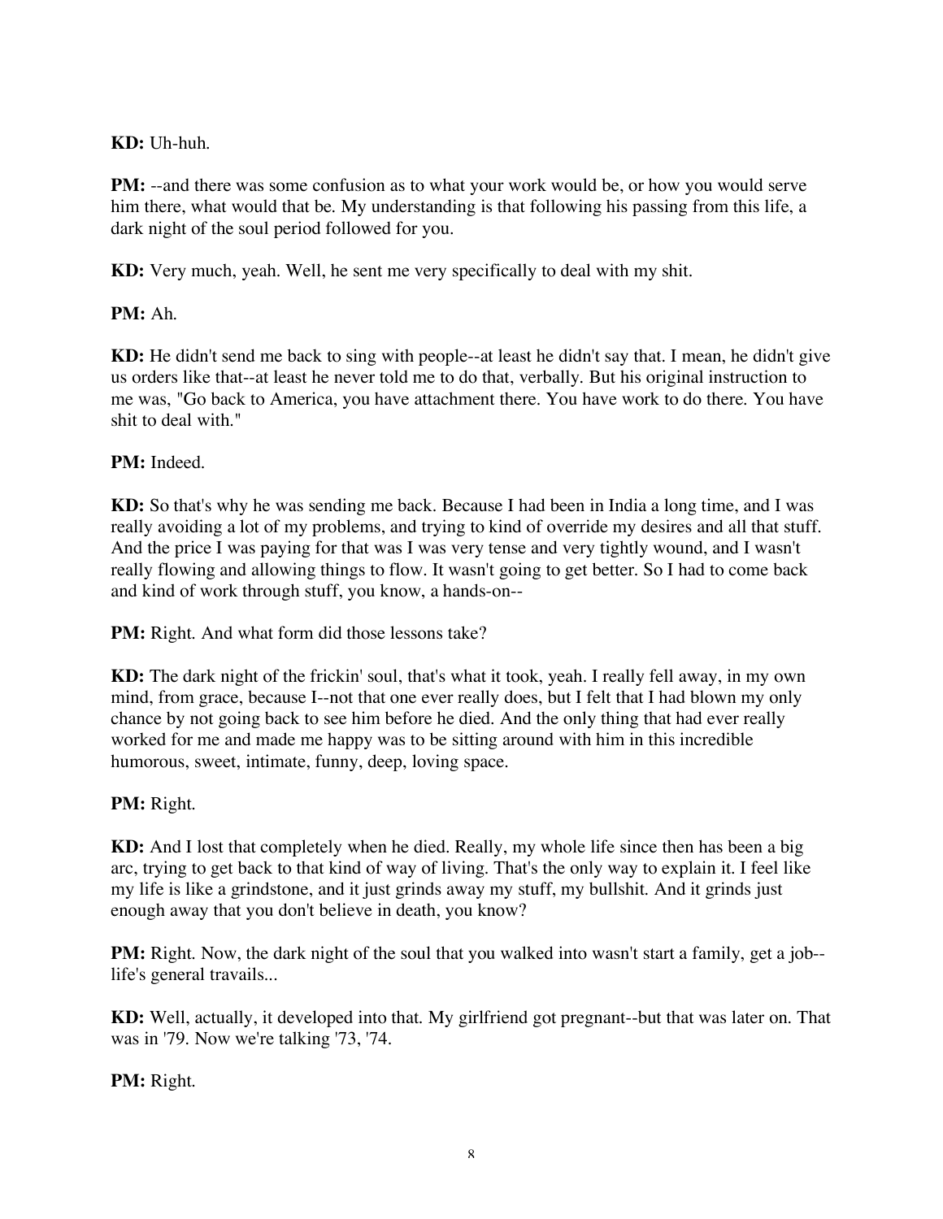**KD:** Uh-huh.

**PM:** --and there was some confusion as to what your work would be, or how you would serve him there, what would that be. My understanding is that following his passing from this life, a dark night of the soul period followed for you.

**KD:** Very much, yeah. Well, he sent me very specifically to deal with my shit.

**PM:** Ah.

**KD:** He didn't send me back to sing with people--at least he didn't say that. I mean, he didn't give us orders like that--at least he never told me to do that, verbally. But his original instruction to me was, "Go back to America, you have attachment there. You have work to do there. You have shit to deal with."

**PM:** Indeed.

**KD:** So that's why he was sending me back. Because I had been in India a long time, and I was really avoiding a lot of my problems, and trying to kind of override my desires and all that stuff. And the price I was paying for that was I was very tense and very tightly wound, and I wasn't really flowing and allowing things to flow. It wasn't going to get better. So I had to come back and kind of work through stuff, you know, a hands-on--

**PM:** Right. And what form did those lessons take?

**KD:** The dark night of the frickin' soul, that's what it took, yeah. I really fell away, in my own mind, from grace, because I--not that one ever really does, but I felt that I had blown my only chance by not going back to see him before he died. And the only thing that had ever really worked for me and made me happy was to be sitting around with him in this incredible humorous, sweet, intimate, funny, deep, loving space.

**PM:** Right.

**KD:** And I lost that completely when he died. Really, my whole life since then has been a big arc, trying to get back to that kind of way of living. That's the only way to explain it. I feel like my life is like a grindstone, and it just grinds away my stuff, my bullshit. And it grinds just enough away that you don't believe in death, you know?

**PM:** Right. Now, the dark night of the soul that you walked into wasn't start a family, get a job--life's general travails...

**KD:** Well, actually, it developed into that. My girlfriend got pregnant--but that was later on. That was in '79. Now we're talking '73, '74.

**PM:** Right.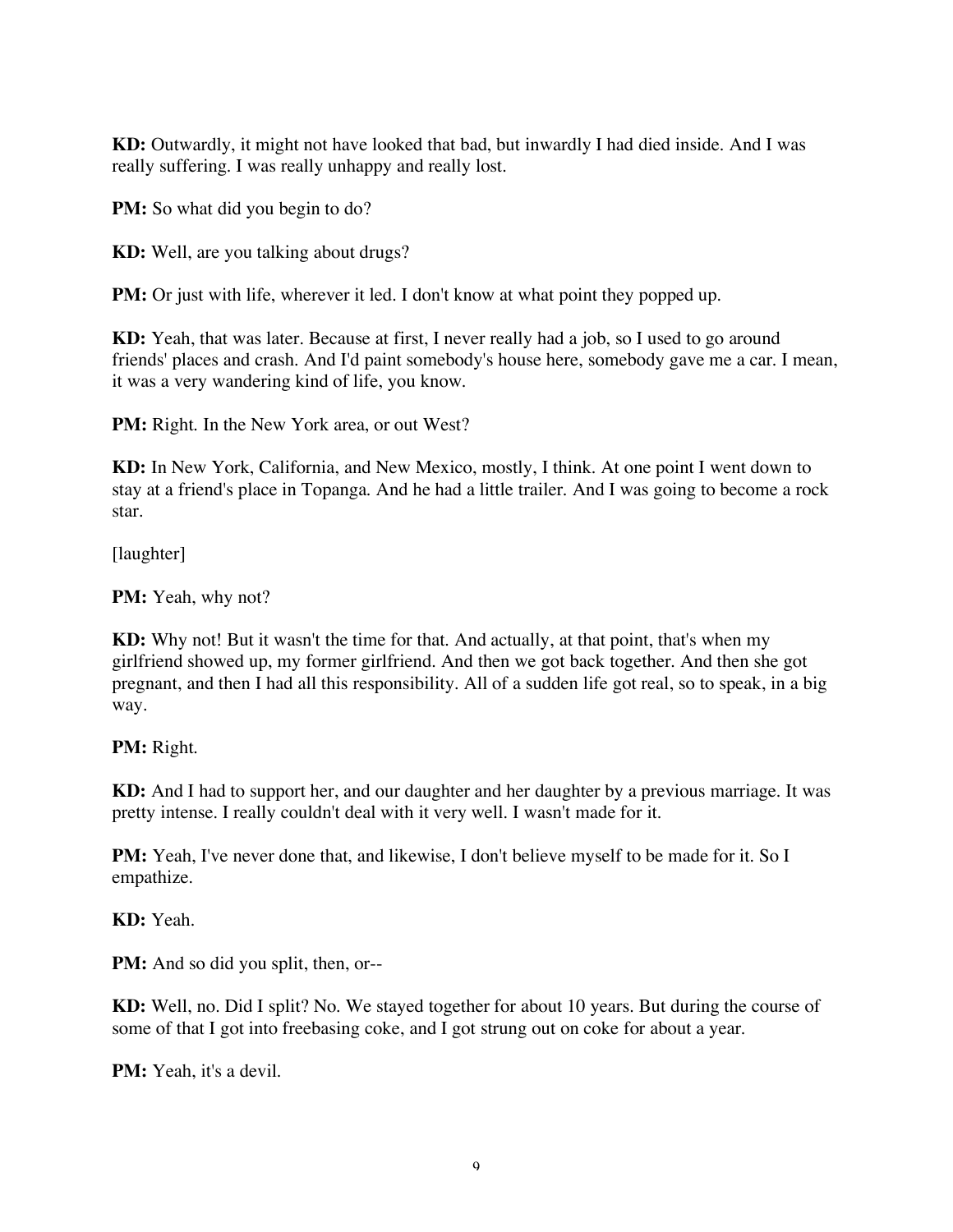**KD:** Outwardly, it might not have looked that bad, but inwardly I had died inside. And I was really suffering. I was really unhappy and really lost.

**PM:** So what did you begin to do?

**KD:** Well, are you talking about drugs?

**PM:** Or just with life, wherever it led. I don't know at what point they popped up.

**KD:** Yeah, that was later. Because at first, I never really had a job, so I used to go around friends' places and crash. And I'd paint somebody's house here, somebody gave me a car. I mean, it was a very wandering kind of life, you know.

**PM:** Right. In the New York area, or out West?

**KD:** In New York, California, and New Mexico, mostly, I think. At one point I went down to stay at a friend's place in Topanga. And he had a little trailer. And I was going to become a rock star.

[laughter]

**PM:** Yeah, why not?

**KD:** Why not! But it wasn't the time for that. And actually, at that point, that's when my girlfriend showed up, my former girlfriend. And then we got back together. And then she got pregnant, and then I had all this responsibility. All of a sudden life got real, so to speak, in a big way.

**PM:** Right.

**KD:** And I had to support her, and our daughter and her daughter by a previous marriage. It was pretty intense. I really couldn't deal with it very well. I wasn't made for it.

**PM:** Yeah, I've never done that, and likewise, I don't believe myself to be made for it. So I empathize.

**KD:** Yeah.

**PM:** And so did you split, then, or--

**KD:** Well, no. Did I split? No. We stayed together for about 10 years. But during the course of some of that I got into freebasing coke, and I got strung out on coke for about a year.

**PM:** Yeah, it's a devil.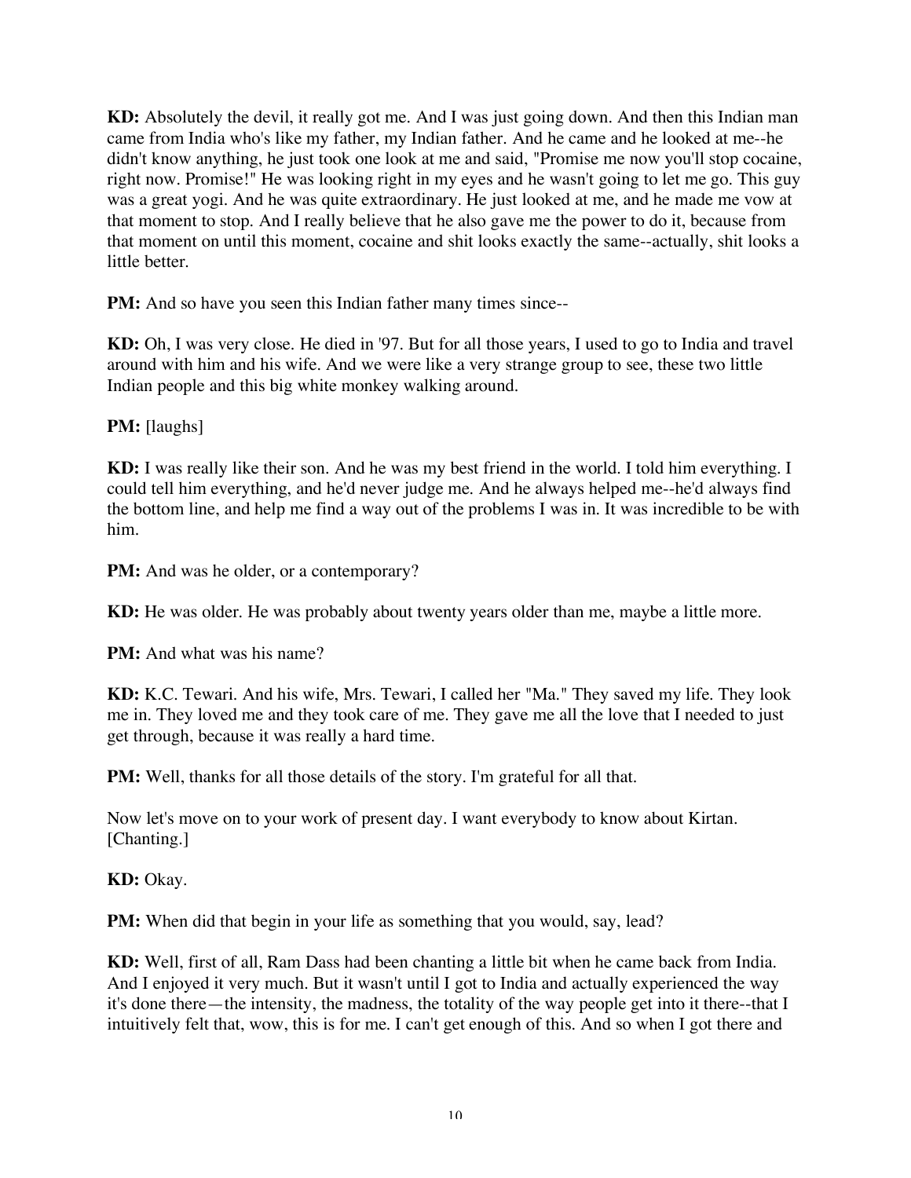**KD:** Absolutely the devil, it really got me. And I was just going down. And then this Indian man came from India who's like my father, my Indian father. And he came and he looked at me--he didn't know anything, he just took one look at me and said, "Promise me now you'll stop cocaine, right now. Promise!" He was looking right in my eyes and he wasn't going to let me go. This guy was a great yogi. And he was quite extraordinary. He just looked at me, and he made me vow at that moment to stop. And I really believe that he also gave me the power to do it, because from that moment on until this moment, cocaine and shit looks exactly the same--actually, shit looks a little better.

**PM:** And so have you seen this Indian father many times since--

**KD:** Oh, I was very close. He died in '97. But for all those years, I used to go to India and travel around with him and his wife. And we were like a very strange group to see, these two little Indian people and this big white monkey walking around.

**PM:** [laughs]

**KD:** I was really like their son. And he was my best friend in the world. I told him everything. I could tell him everything, and he'd never judge me. And he always helped me--he'd always find the bottom line, and help me find a way out of the problems I was in. It was incredible to be with him.

**PM:** And was he older, or a contemporary?

**KD:** He was older. He was probably about twenty years older than me, maybe a little more.

**PM:** And what was his name?

**KD:** K.C. Tewari. And his wife, Mrs. Tewari, I called her "Ma." They saved my life. They look me in. They loved me and they took care of me. They gave me all the love that I needed to just get through, because it was really a hard time.

**PM:** Well, thanks for all those details of the story. I'm grateful for all that.

Now let's move on to your work of present day. I want everybody to know about Kirtan. [Chanting.]

**KD:** Okay.

**PM:** When did that begin in your life as something that you would, say, lead?

**KD:** Well, first of all, Ram Dass had been chanting a little bit when he came back from India. And I enjoyed it very much. But it wasn't until I got to India and actually experienced the way it's done there—the intensity, the madness, the totality of the way people get into it there--that I intuitively felt that, wow, this is for me. I can't get enough of this. And so when I got there and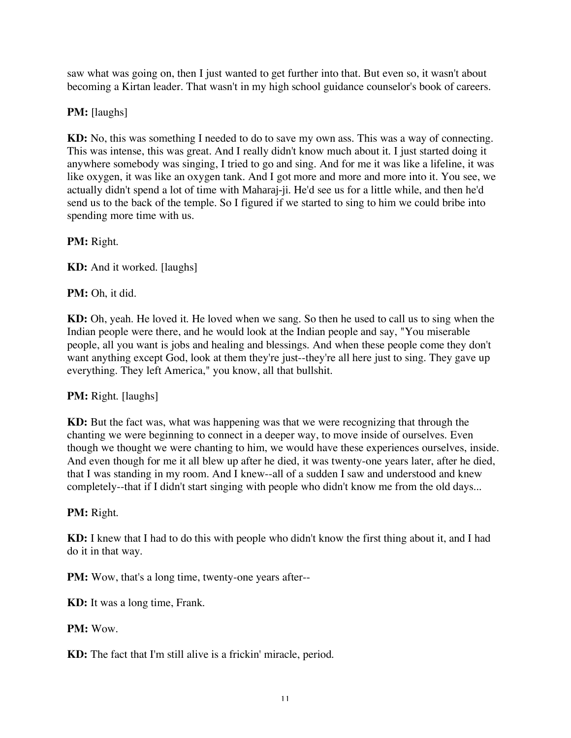saw what was going on, then I just wanted to get further into that. But even so, it wasn't about becoming a Kirtan leader. That wasn't in my high school guidance counselor's book of careers.

**PM:** [laughs]

**KD:** No, this was something I needed to do to save my own ass. This was a way of connecting. This was intense, this was great. And I really didn't know much about it. I just started doing it anywhere somebody was singing, I tried to go and sing. And for me it was like a lifeline, it was like oxygen, it was like an oxygen tank. And I got more and more and more into it. You see, we actually didn't spend a lot of time with Maharaj-ji. He'd see us for a little while, and then he'd send us to the back of the temple. So I figured if we started to sing to him we could bribe into spending more time with us.

**PM:** Right.

**KD:** And it worked. [laughs]

**PM:** Oh, it did.

**KD:** Oh, yeah. He loved it. He loved when we sang. So then he used to call us to sing when the Indian people were there, and he would look at the Indian people and say, "You miserable people, all you want is jobs and healing and blessings. And when these people come they don't want anything except God, look at them they're just--they're all here just to sing. They gave up everything. They left America," you know, all that bullshit.

**PM:** Right. [laughs]

**KD:** But the fact was, what was happening was that we were recognizing that through the chanting we were beginning to connect in a deeper way, to move inside of ourselves. Even though we thought we were chanting to him, we would have these experiences ourselves, inside. And even though for me it all blew up after he died, it was twenty-one years later, after he died, that I was standing in my room. And I knew--all of a sudden I saw and understood and knew completely--that if I didn't start singing with people who didn't know me from the old days...

**PM:** Right.

**KD:** I knew that I had to do this with people who didn't know the first thing about it, and I had do it in that way.

**PM:** Wow, that's a long time, twenty-one years after--

**KD:** It was a long time, Frank.

**PM:** Wow.

**KD:** The fact that I'm still alive is a frickin' miracle, period.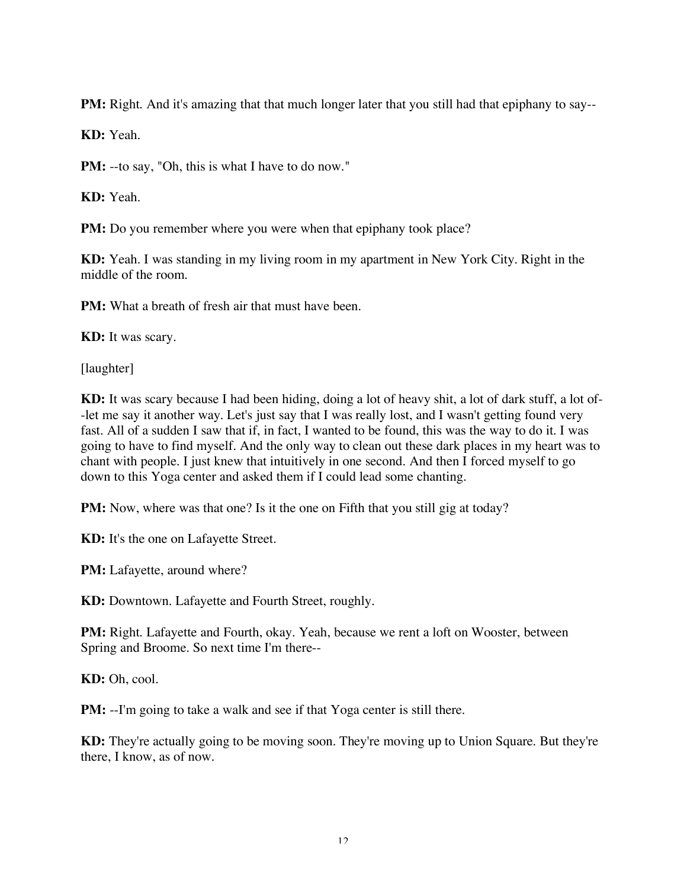**PM:** Right. And it's amazing that that much longer later that you still had that epiphany to say--

**KD:** Yeah.

**PM:** --to say, "Oh, this is what I have to do now."

**KD:** Yeah.

**PM:** Do you remember where you were when that epiphany took place?

**KD:** Yeah. I was standing in my living room in my apartment in New York City. Right in the middle of the room.

**PM:** What a breath of fresh air that must have been.

**KD:** It was scary.

[laughter]

**KD:** It was scary because I had been hiding, doing a lot of heavy shit, a lot of dark stuff, a lot of--let me say it another way. Let's just say that I was really lost, and I wasn't getting found very fast. All of a sudden I saw that if, in fact, I wanted to be found, this was the way to do it. I was going to have to find myself. And the only way to clean out these dark places in my heart was to chant with people. I just knew that intuitively in one second. And then I forced myself to go down to this Yoga center and asked them if I could lead some chanting.

**PM:** Now, where was that one? Is it the one on Fifth that you still gig at today?

**KD:** It's the one on Lafayette Street.

**PM:** Lafayette, around where?

**KD:** Downtown. Lafayette and Fourth Street, roughly.

**PM:** Right. Lafayette and Fourth, okay. Yeah, because we rent a loft on Wooster, between Spring and Broome. So next time I'm there--

**KD:** Oh, cool.

**PM:** --I'm going to take a walk and see if that Yoga center is still there.

**KD:** They're actually going to be moving soon. They're moving up to Union Square. But they're there, I know, as of now.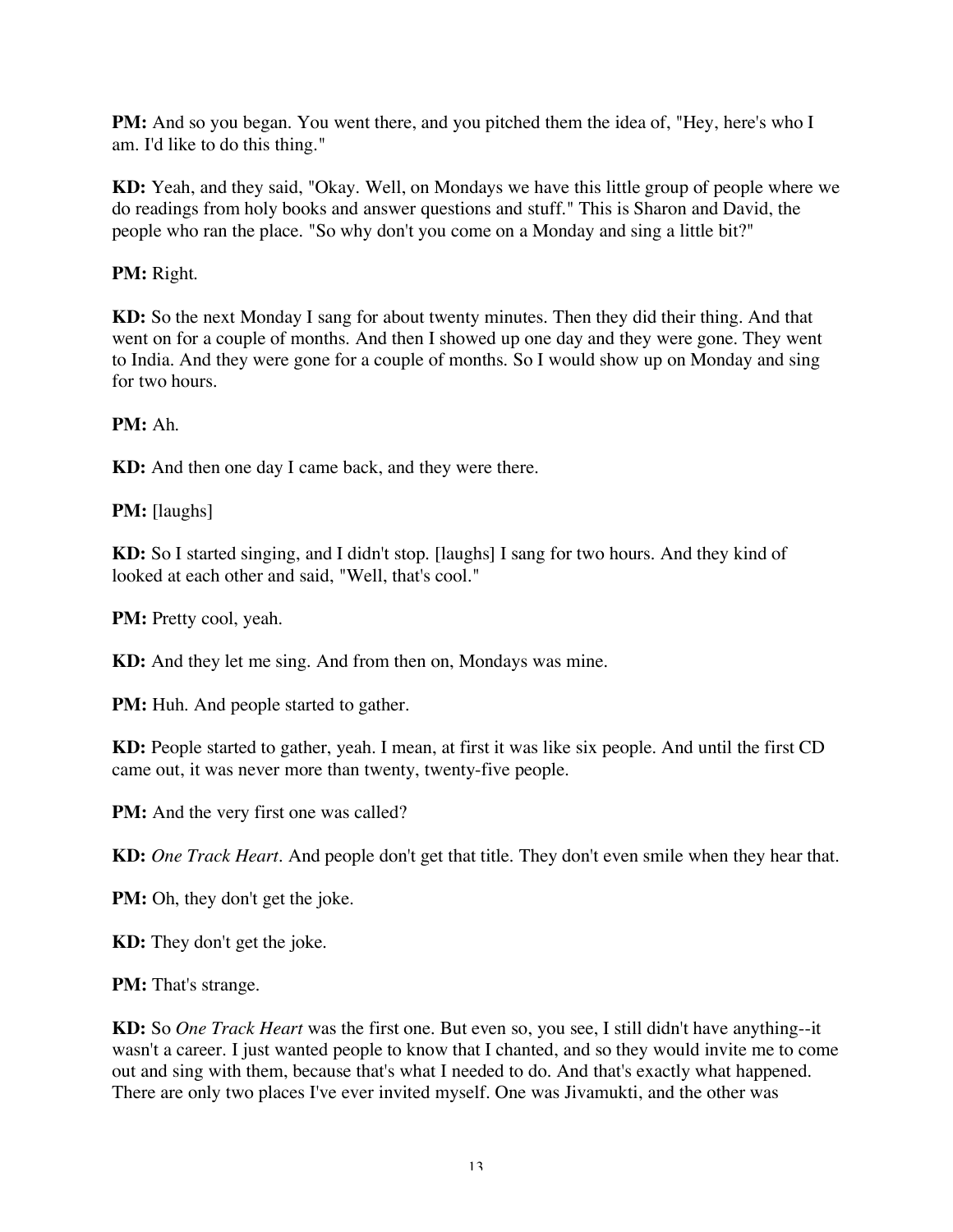**PM:** And so you began. You went there, and you pitched them the idea of, "Hey, here's who I am. I'd like to do this thing."

**KD:** Yeah, and they said, "Okay. Well, on Mondays we have this little group of people where we do readings from holy books and answer questions and stuff." This is Sharon and David, the people who ran the place. "So why don't you come on a Monday and sing a little bit?"

**PM:** Right.

**KD:** So the next Monday I sang for about twenty minutes. Then they did their thing. And that went on for a couple of months. And then I showed up one day and they were gone. They went to India. And they were gone for a couple of months. So I would show up on Monday and sing for two hours.

**PM:** Ah.

**KD:** And then one day I came back, and they were there.

**PM:** [laughs]

**KD:** So I started singing, and I didn't stop. [laughs] I sang for two hours. And they kind of looked at each other and said, "Well, that's cool."

**PM:** Pretty cool, yeah.

**KD:** And they let me sing. And from then on, Mondays was mine.

**PM:** Huh. And people started to gather.

**KD:** People started to gather, yeah. I mean, at first it was like six people. And until the first CD came out, it was never more than twenty, twenty-five people.

**PM:** And the very first one was called?

**KD:** *One Track Heart*. And people don't get that title. They don't even smile when they hear that.

**PM:** Oh, they don't get the joke.

**KD:** They don't get the joke.

**PM:** That's strange.

**KD:** So *One Track Heart* was the first one. But even so, you see, I still didn't have anything--it wasn't a career. I just wanted people to know that I chanted, and so they would invite me to come out and sing with them, because that's what I needed to do. And that's exactly what happened. There are only two places I've ever invited myself. One was Jivamukti, and the other was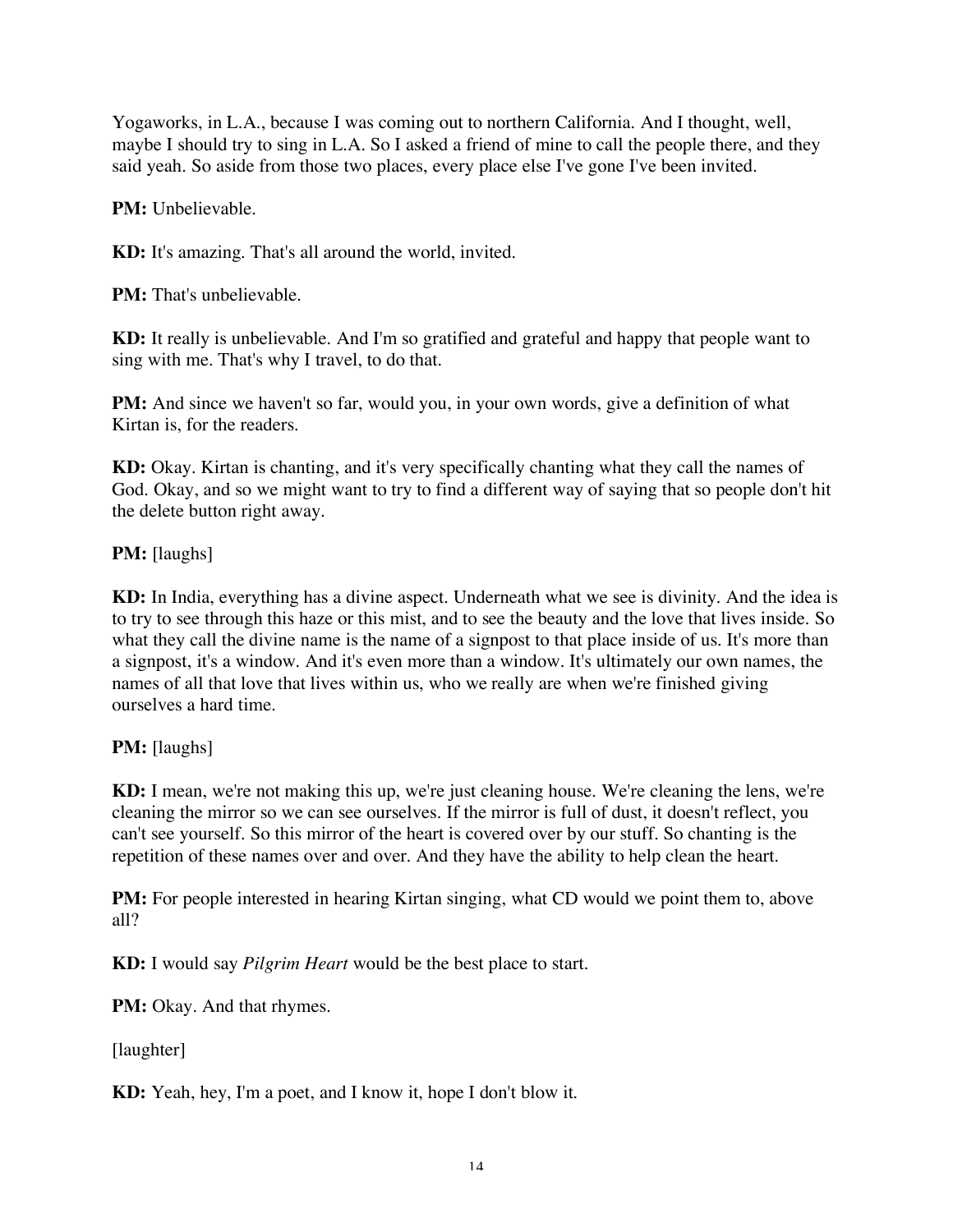Yogaworks, in L.A., because I was coming out to northern California. And I thought, well, maybe I should try to sing in L.A. So I asked a friend of mine to call the people there, and they said yeah. So aside from those two places, every place else I've gone I've been invited.

**PM:** Unbelievable.

**KD:** It's amazing. That's all around the world, invited.

**PM:** That's unbelievable.

**KD:** It really is unbelievable. And I'm so gratified and grateful and happy that people want to sing with me. That's why I travel, to do that.

**PM:** And since we haven't so far, would you, in your own words, give a definition of what Kirtan is, for the readers.

**KD:** Okay. Kirtan is chanting, and it's very specifically chanting what they call the names of God. Okay, and so we might want to try to find a different way of saying that so people don't hit the delete button right away.

**PM:** [laughs]

**KD:** In India, everything has a divine aspect. Underneath what we see is divinity. And the idea is to try to see through this haze or this mist, and to see the beauty and the love that lives inside. So what they call the divine name is the name of a signpost to that place inside of us. It's more than a signpost, it's a window. And it's even more than a window. It's ultimately our own names, the names of all that love that lives within us, who we really are when we're finished giving ourselves a hard time.

**PM:** [laughs]

**KD:** I mean, we're not making this up, we're just cleaning house. We're cleaning the lens, we're cleaning the mirror so we can see ourselves. If the mirror is full of dust, it doesn't reflect, you can't see yourself. So this mirror of the heart is covered over by our stuff. So chanting is the repetition of these names over and over. And they have the ability to help clean the heart.

**PM:** For people interested in hearing Kirtan singing, what CD would we point them to, above all?

**KD:** I would say *Pilgrim Heart* would be the best place to start.

**PM:** Okay. And that rhymes.

[laughter]

**KD:** Yeah, hey, I'm a poet, and I know it, hope I don't blow it.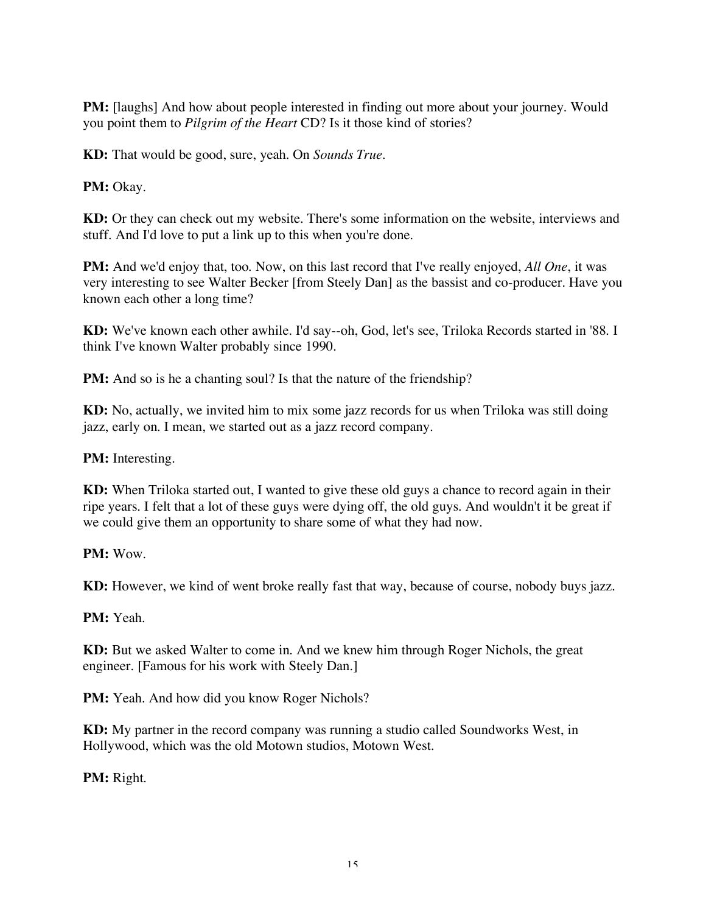**PM:** [laughs] And how about people interested in finding out more about your journey. Would you point them to *Pilgrim of the Heart* CD? Is it those kind of stories?

**KD:** That would be good, sure, yeah. On *Sounds True*.

**PM:** Okay.

**KD:** Or they can check out my website. There's some information on the website, interviews and stuff. And I'd love to put a link up to this when you're done.

**PM:** And we'd enjoy that, too. Now, on this last record that I've really enjoyed, *All One*, it was very interesting to see Walter Becker [from Steely Dan] as the bassist and co-producer. Have you known each other a long time?

**KD:** We've known each other awhile. I'd say--oh, God, let's see, Triloka Records started in '88. I think I've known Walter probably since 1990.

**PM:** And so is he a chanting soul? Is that the nature of the friendship?

**KD:** No, actually, we invited him to mix some jazz records for us when Triloka was still doing jazz, early on. I mean, we started out as a jazz record company.

**PM:** Interesting.

**KD:** When Triloka started out, I wanted to give these old guys a chance to record again in their ripe years. I felt that a lot of these guys were dying off, the old guys. And wouldn't it be great if we could give them an opportunity to share some of what they had now.

**PM:** Wow.

**KD:** However, we kind of went broke really fast that way, because of course, nobody buys jazz.

**PM:** Yeah.

**KD:** But we asked Walter to come in. And we knew him through Roger Nichols, the great engineer. [Famous for his work with Steely Dan.]

**PM:** Yeah. And how did you know Roger Nichols?

**KD:** My partner in the record company was running a studio called Soundworks West, in Hollywood, which was the old Motown studios, Motown West.

**PM:** Right.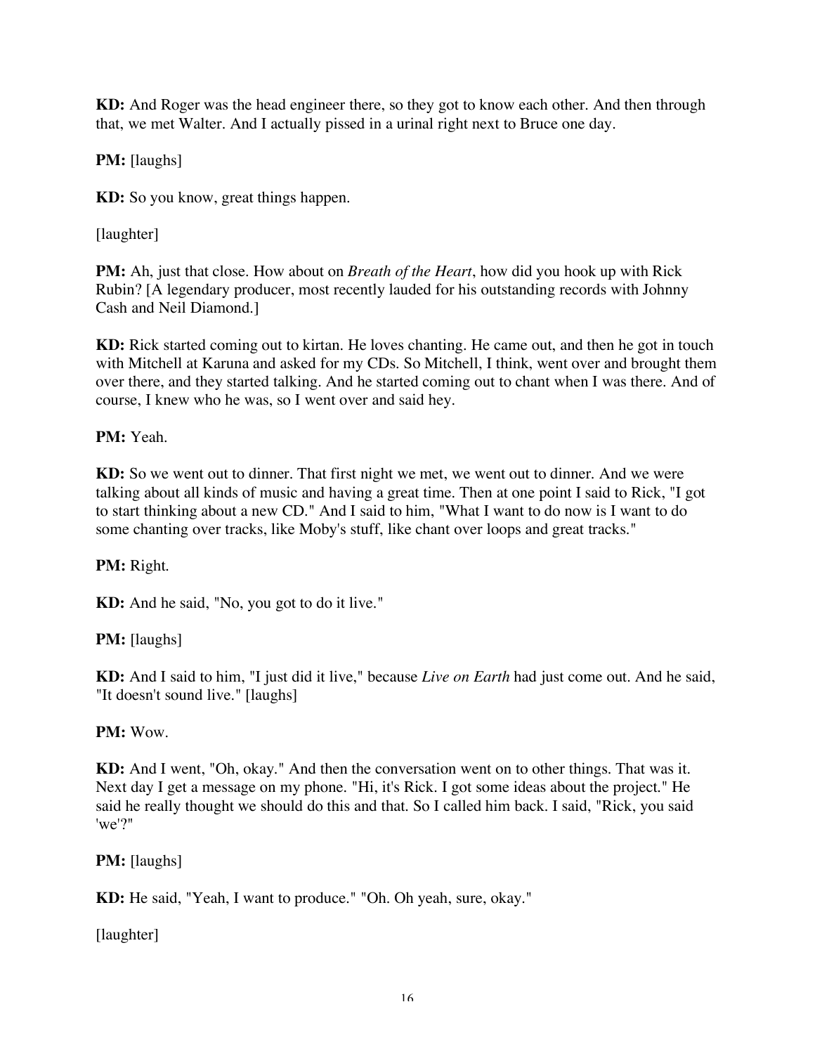**KD:** And Roger was the head engineer there, so they got to know each other. And then through that, we met Walter. And I actually pissed in a urinal right next to Bruce one day.

**PM:** [laughs]

**KD:** So you know, great things happen.

[laughter]

**PM:** Ah, just that close. How about on *Breath of the Heart*, how did you hook up with Rick Rubin? [A legendary producer, most recently lauded for his outstanding records with Johnny Cash and Neil Diamond.]

**KD:** Rick started coming out to kirtan. He loves chanting. He came out, and then he got in touch with Mitchell at Karuna and asked for my CDs. So Mitchell, I think, went over and brought them over there, and they started talking. And he started coming out to chant when I was there. And of course, I knew who he was, so I went over and said hey.

**PM:** Yeah.

**KD:** So we went out to dinner. That first night we met, we went out to dinner. And we were talking about all kinds of music and having a great time. Then at one point I said to Rick, "I got to start thinking about a new CD." And I said to him, "What I want to do now is I want to do some chanting over tracks, like Moby's stuff, like chant over loops and great tracks."

**PM:** Right.

**KD:** And he said, "No, you got to do it live."

**PM:** [laughs]

**KD:** And I said to him, "I just did it live," because *Live on Earth* had just come out. And he said, "It doesn't sound live." [laughs]

**PM:** Wow.

**KD:** And I went, "Oh, okay." And then the conversation went on to other things. That was it. Next day I get a message on my phone. "Hi, it's Rick. I got some ideas about the project." He said he really thought we should do this and that. So I called him back. I said, "Rick, you said 'we'?"

**PM:** [laughs]

**KD:** He said, "Yeah, I want to produce." "Oh. Oh yeah, sure, okay."

[laughter]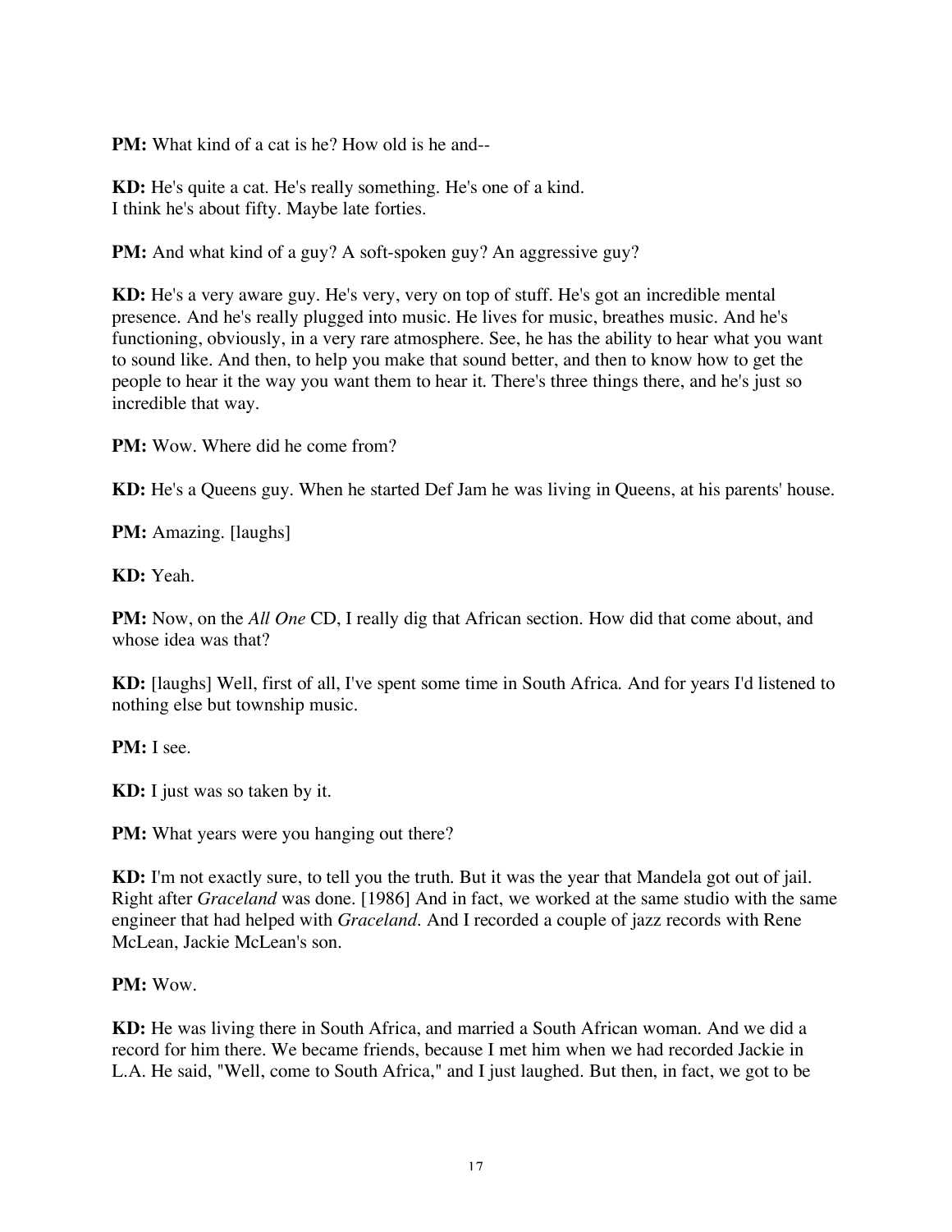**PM:** What kind of a cat is he? How old is he and--

**KD:** He's quite a cat. He's really something. He's one of a kind.
I think he's about fifty. Maybe late forties.

**PM:** And what kind of a guy? A soft-spoken guy? An aggressive guy?

**KD:** He's a very aware guy. He's very, very on top of stuff. He's got an incredible mental presence. And he's really plugged into music. He lives for music, breathes music. And he's functioning, obviously, in a very rare atmosphere. See, he has the ability to hear what you want to sound like. And then, to help you make that sound better, and then to know how to get the people to hear it the way you want them to hear it. There's three things there, and he's just so incredible that way.

**PM:** Wow. Where did he come from?

**KD:** He's a Queens guy. When he started Def Jam he was living in Queens, at his parents' house.

**PM:** Amazing. [laughs]

**KD:** Yeah.

**PM:** Now, on the *All One* CD, I really dig that African section. How did that come about, and whose idea was that?

**KD:** [laughs] Well, first of all, I've spent some time in South Africa. And for years I'd listened to nothing else but township music.

**PM:** I see.

**KD:** I just was so taken by it.

**PM:** What years were you hanging out there?

**KD:** I'm not exactly sure, to tell you the truth. But it was the year that Mandela got out of jail. Right after *Graceland* was done. [1986] And in fact, we worked at the same studio with the same engineer that had helped with *Graceland*. And I recorded a couple of jazz records with Rene McLean, Jackie McLean's son.

**PM:** Wow.

**KD:** He was living there in South Africa, and married a South African woman. And we did a record for him there. We became friends, because I met him when we had recorded Jackie in L.A. He said, "Well, come to South Africa," and I just laughed. But then, in fact, we got to be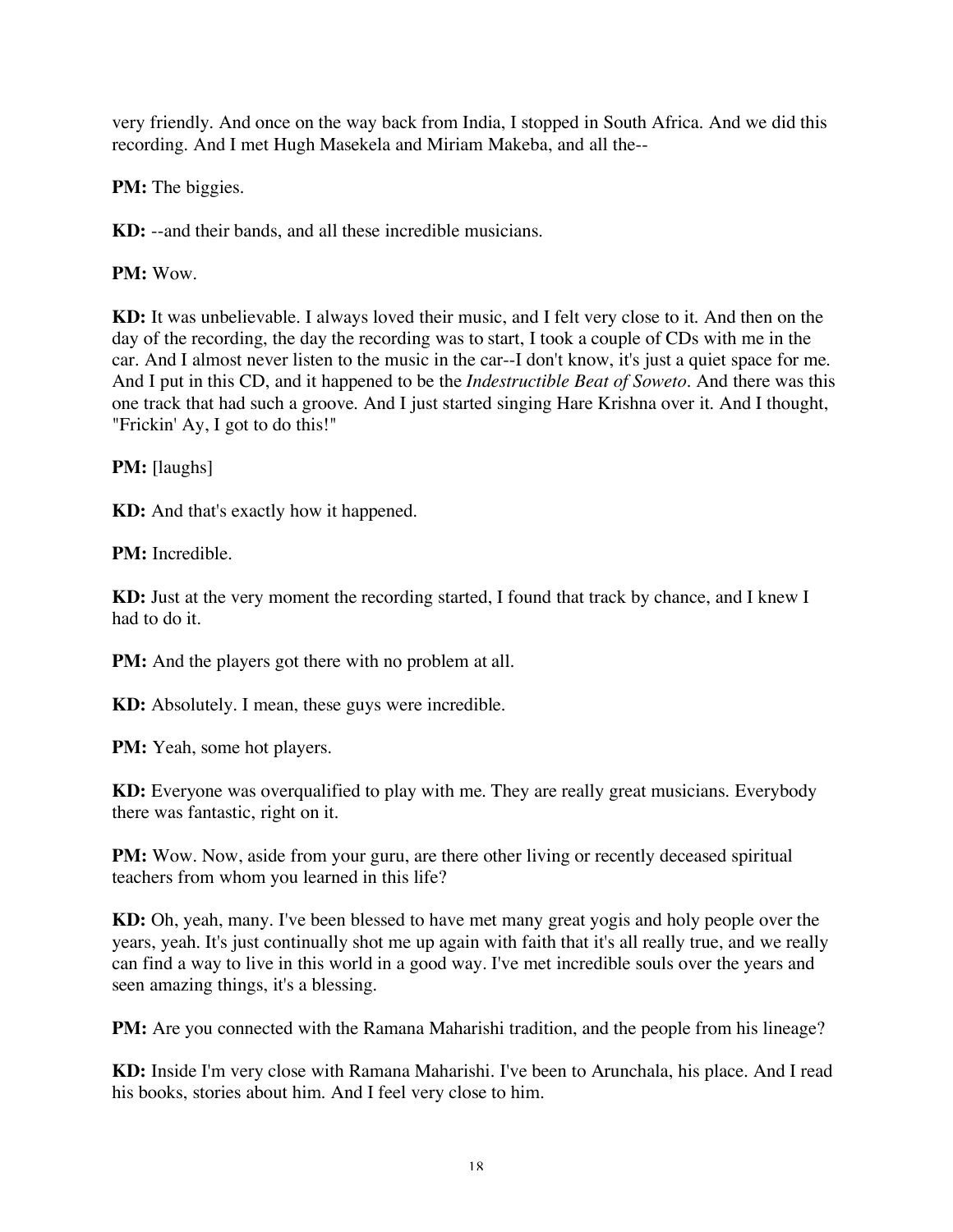very friendly. And once on the way back from India, I stopped in South Africa. And we did this recording. And I met Hugh Masekela and Miriam Makeba, and all the--

**PM:** The biggies.

**KD:** --and their bands, and all these incredible musicians.

**PM:** Wow.

**KD:** It was unbelievable. I always loved their music, and I felt very close to it. And then on the day of the recording, the day the recording was to start, I took a couple of CDs with me in the car. And I almost never listen to the music in the car--I don't know, it's just a quiet space for me. And I put in this CD, and it happened to be the *Indestructible Beat of Soweto*. And there was this one track that had such a groove. And I just started singing Hare Krishna over it. And I thought, "Frickin' Ay, I got to do this!"

**PM:** [laughs]

**KD:** And that's exactly how it happened.

**PM:** Incredible.

**KD:** Just at the very moment the recording started, I found that track by chance, and I knew I had to do it.

**PM:** And the players got there with no problem at all.

**KD:** Absolutely. I mean, these guys were incredible.

**PM:** Yeah, some hot players.

**KD:** Everyone was overqualified to play with me. They are really great musicians. Everybody there was fantastic, right on it.

**PM:** Wow. Now, aside from your guru, are there other living or recently deceased spiritual teachers from whom you learned in this life?

**KD:** Oh, yeah, many. I've been blessed to have met many great yogis and holy people over the years, yeah. It's just continually shot me up again with faith that it's all really true, and we really can find a way to live in this world in a good way. I've met incredible souls over the years and seen amazing things, it's a blessing.

**PM:** Are you connected with the Ramana Maharishi tradition, and the people from his lineage?

**KD:** Inside I'm very close with Ramana Maharishi. I've been to Arunchala, his place. And I read his books, stories about him. And I feel very close to him.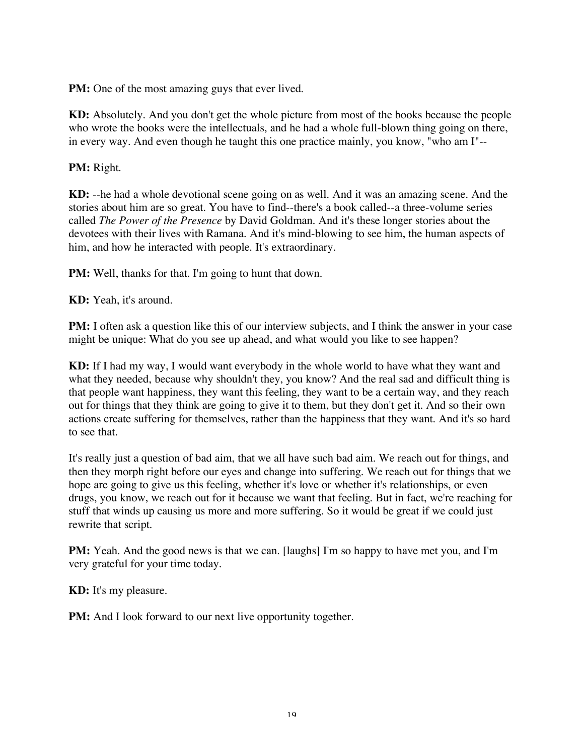**PM:** One of the most amazing guys that ever lived.

**KD:** Absolutely. And you don't get the whole picture from most of the books because the people who wrote the books were the intellectuals, and he had a whole full-blown thing going on there, in every way. And even though he taught this one practice mainly, you know, "who am I"--

**PM:** Right.

**KD:** --he had a whole devotional scene going on as well. And it was an amazing scene. And the stories about him are so great. You have to find--there's a book called--a three-volume series called *The Power of the Presence* by David Goldman. And it's these longer stories about the devotees with their lives with Ramana. And it's mind-blowing to see him, the human aspects of him, and how he interacted with people. It's extraordinary.

**PM:** Well, thanks for that. I'm going to hunt that down.

**KD:** Yeah, it's around.

**PM:** I often ask a question like this of our interview subjects, and I think the answer in your case might be unique: What do you see up ahead, and what would you like to see happen?

**KD:** If I had my way, I would want everybody in the whole world to have what they want and what they needed, because why shouldn't they, you know? And the real sad and difficult thing is that people want happiness, they want this feeling, they want to be a certain way, and they reach out for things that they think are going to give it to them, but they don't get it. And so their own actions create suffering for themselves, rather than the happiness that they want. And it's so hard to see that.

It's really just a question of bad aim, that we all have such bad aim. We reach out for things, and then they morph right before our eyes and change into suffering. We reach out for things that we hope are going to give us this feeling, whether it's love or whether it's relationships, or even drugs, you know, we reach out for it because we want that feeling. But in fact, we're reaching for stuff that winds up causing us more and more suffering. So it would be great if we could just rewrite that script.

**PM:** Yeah. And the good news is that we can. [laughs] I'm so happy to have met you, and I'm very grateful for your time today.

**KD:** It's my pleasure.

**PM:** And I look forward to our next live opportunity together.